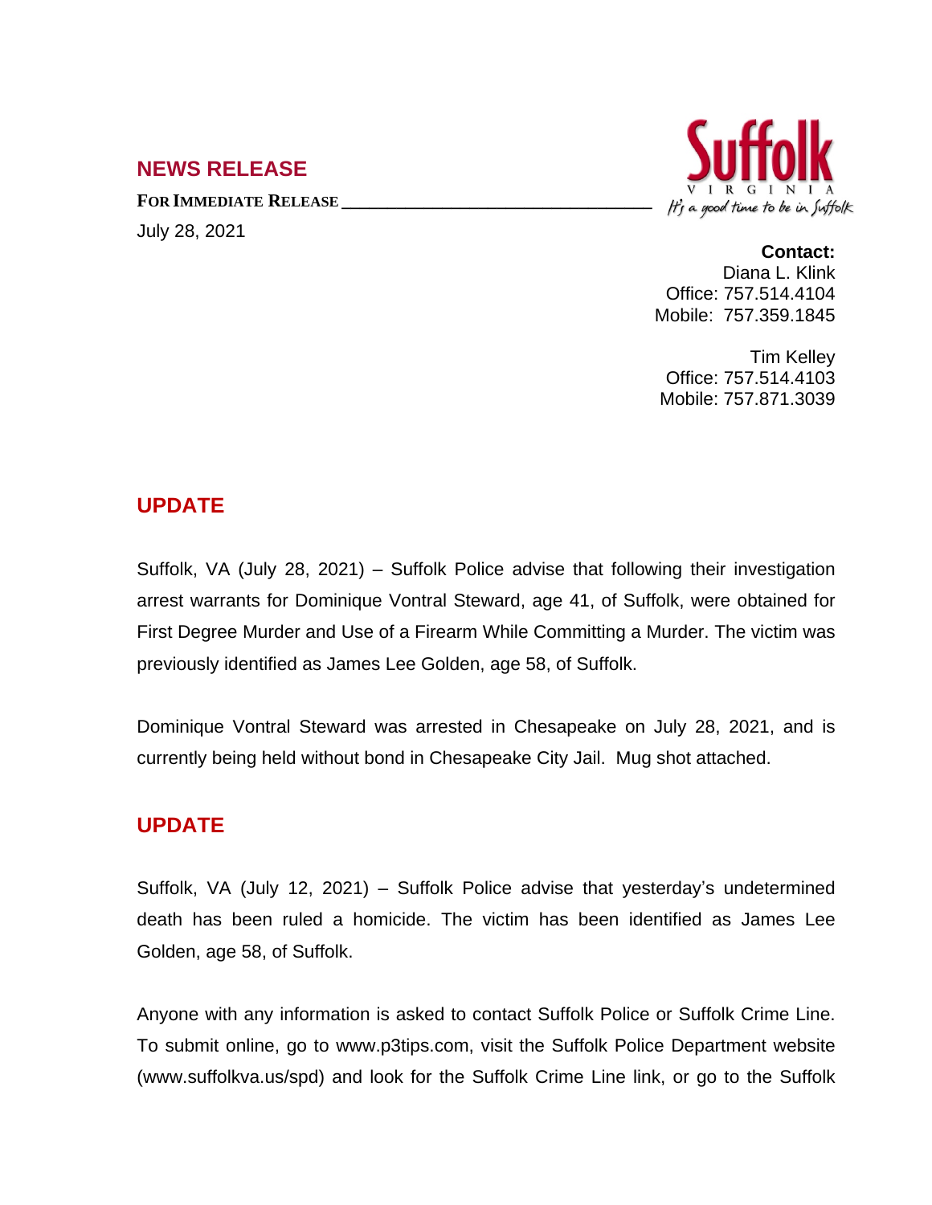## NEWS RELEASE

**FOR IMMEDIATE RELEASE**

July 28, 2021

Suffolk VIRGINIA It's a good time to be in Suffolk

**Contact:**
Diana L. Klink
Office: 757.514.4104
Mobile: 757.359.1845

Tim Kelley
Office: 757.514.4103
Mobile: 757.871.3039

## UPDATE

Suffolk, VA (July 28, 2021) – Suffolk Police advise that following their investigation arrest warrants for Dominique Vontral Steward, age 41, of Suffolk, were obtained for First Degree Murder and Use of a Firearm While Committing a Murder. The victim was previously identified as James Lee Golden, age 58, of Suffolk.

Dominique Vontral Steward was arrested in Chesapeake on July 28, 2021, and is currently being held without bond in Chesapeake City Jail. Mug shot attached.

## UPDATE

Suffolk, VA (July 12, 2021) – Suffolk Police advise that yesterday's undetermined death has been ruled a homicide. The victim has been identified as James Lee Golden, age 58, of Suffolk.

Anyone with any information is asked to contact Suffolk Police or Suffolk Crime Line. To submit online, go to www.p3tips.com, visit the Suffolk Police Department website (www.suffolkva.us/spd) and look for the Suffolk Crime Line link, or go to the Suffolk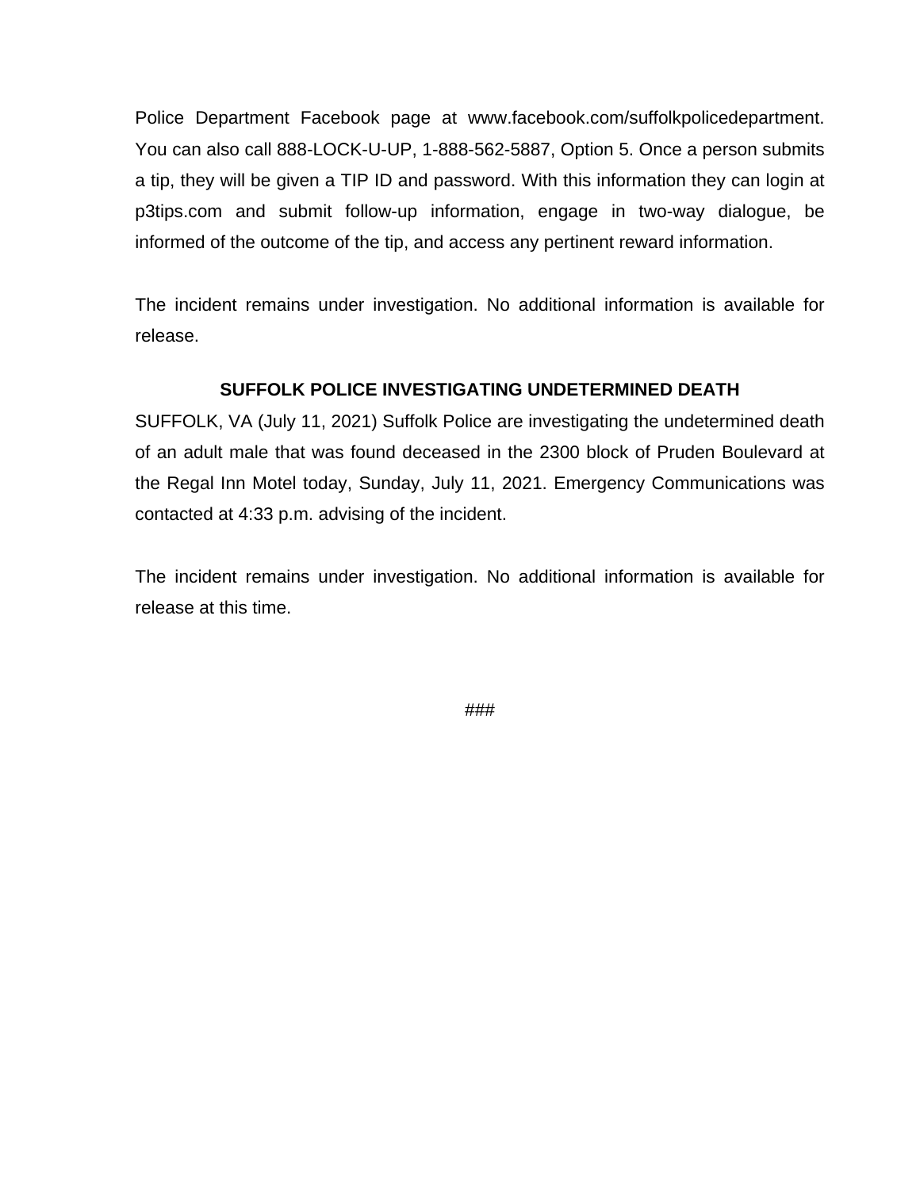Police Department Facebook page at www.facebook.com/suffolkpolicedepartment. You can also call 888-LOCK-U-UP, 1-888-562-5887, Option 5. Once a person submits a tip, they will be given a TIP ID and password. With this information they can login at p3tips.com and submit follow-up information, engage in two-way dialogue, be informed of the outcome of the tip, and access any pertinent reward information.

The incident remains under investigation. No additional information is available for release.

**SUFFOLK POLICE INVESTIGATING UNDETERMINED DEATH**

SUFFOLK, VA (July 11, 2021) Suffolk Police are investigating the undetermined death of an adult male that was found deceased in the 2300 block of Pruden Boulevard at the Regal Inn Motel today, Sunday, July 11, 2021. Emergency Communications was contacted at 4:33 p.m. advising of the incident.

The incident remains under investigation. No additional information is available for release at this time.

###